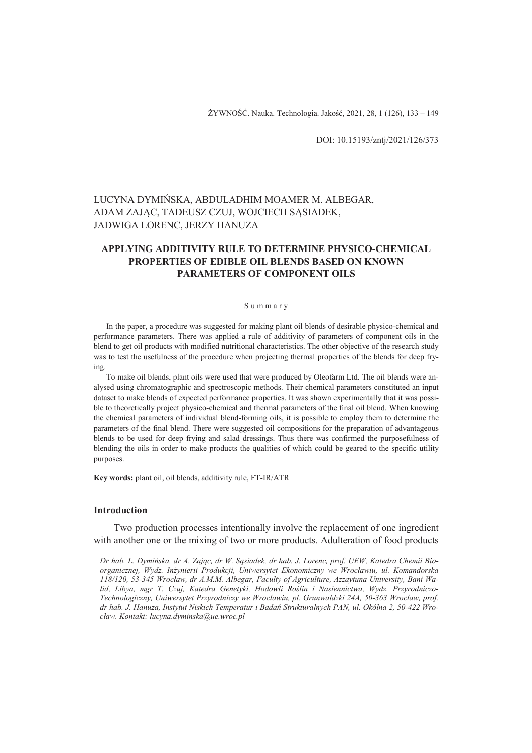DOI: 10.15193/zntj/2021/126/373

LUCYNA DYMIŃSKA, ABDULADHIM MOAMER M. ALBEGAR, ADAM ZAJĄC, TADEUSZ CZUJ, WOJCIECH SĄSIADEK, JADWIGA LORENC, JERZY HANUZA

# APPLYING ADDITIVITY RULE TO DETERMINE PHYSICO-CHEMICAL PROPERTIES OF EDIBLE OIL BLENDS BASED ON KNOWN PARAMETERS OF COMPONENT OILS

S u m m a r y

In the paper, a procedure was suggested for making plant oil blends of desirable physico-chemical and performance parameters. There was applied a rule of additivity of parameters of component oils in the blend to get oil products with modified nutritional characteristics. The other objective of the research study was to test the usefulness of the procedure when projecting thermal properties of the blends for deep frying.

To make oil blends, plant oils were used that were produced by Oleofarm Ltd. The oil blends were analysed using chromatographic and spectroscopic methods. Their chemical parameters constituted an input dataset to make blends of expected performance properties. It was shown experimentally that it was possible to theoretically project physico-chemical and thermal parameters of the final oil blend. When knowing the chemical parameters of individual blend-forming oils, it is possible to employ them to determine the parameters of the final blend. There were suggested oil compositions for the preparation of advantageous blends to be used for deep frying and salad dressings. Thus there was confirmed the purposefulness of blending the oils in order to make products the qualities of which could be geared to the specific utility purposes.

**Key words:** plant oil, oil blends, additivity rule, FT-IR/ATR

## Introduction

Two production processes intentionally involve the replacement of one ingredient with another one or the mixing of two or more products. Adulteration of food products

*Dr hab. L. Dymińska, dr A. Zając, dr W. Sąsiadek, dr hab. J. Lorenc, prof. UEW, Katedra Chemii Bioorganicznej, Wydz. Inżynierii Produkcji, Uniwersytet Ekonomiczny we Wrocławiu, ul. Komandorska 118/120, 53-345 Wrocław, dr A.M.M. Albegar, Faculty of Agriculture, Azzaytuna University, Bani Walid, Libya, mgr T. Czuj, Katedra Genetyki, Hodowli Roślin i Nasiennictwa, Wydz. Przyrodniczo-Technologiczny, Uniwersytet Przyrodniczy we Wrocławiu, pl. Grunwaldzki 24A, 50-363 Wrocław, prof. dr hab. J. Hanuza, Instytut Niskich Temperatur i Badań Strukturalnych PAN, ul. Okólna 2, 50-422 Wrocław. Kontakt: lucyna.dyminska@ue.wroc.pl*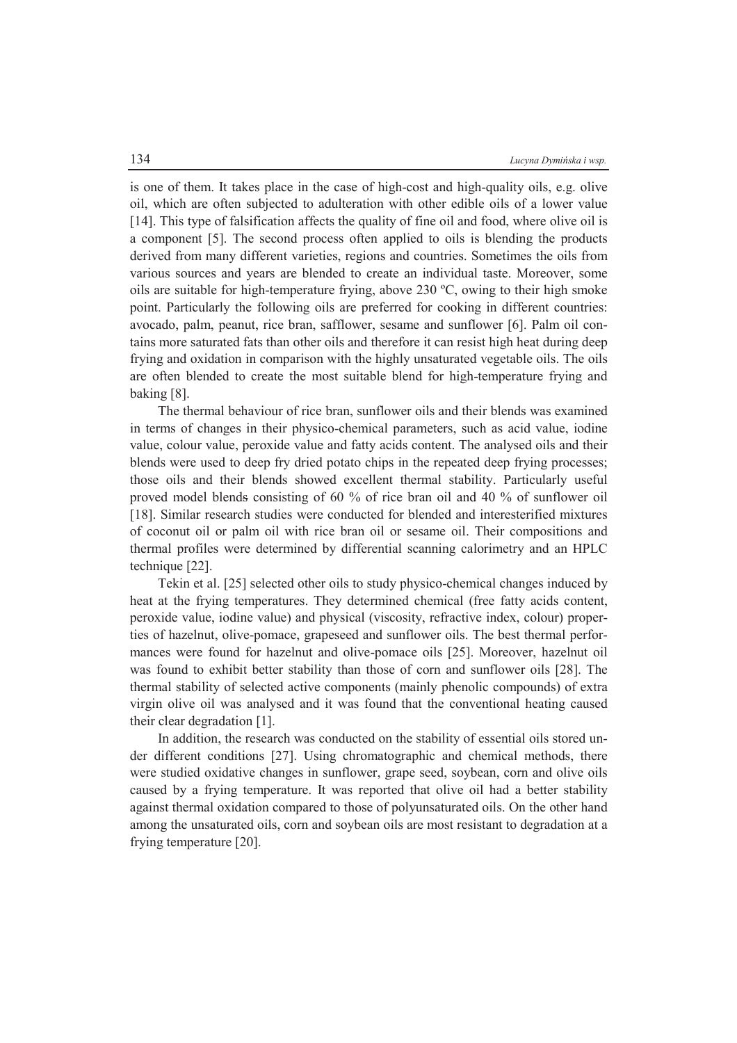is one of them. It takes place in the case of high-cost and high-quality oils, e.g. olive oil, which are often subjected to adulteration with other edible oils of a lower value [14]. This type of falsification affects the quality of fine oil and food, where olive oil is a component [5]. The second process often applied to oils is blending the products derived from many different varieties, regions and countries. Sometimes the oils from various sources and years are blended to create an individual taste. Moreover, some oils are suitable for high-temperature frying, above 230 ºC, owing to their high smoke point. Particularly the following oils are preferred for cooking in different countries: avocado, palm, peanut, rice bran, safflower, sesame and sunflower [6]. Palm oil contains more saturated fats than other oils and therefore it can resist high heat during deep frying and oxidation in comparison with the highly unsaturated vegetable oils. The oils are often blended to create the most suitable blend for high-temperature frying and baking [8].

The thermal behaviour of rice bran, sunflower oils and their blends was examined in terms of changes in their physico-chemical parameters, such as acid value, iodine value, colour value, peroxide value and fatty acids content. The analysed oils and their blends were used to deep fry dried potato chips in the repeated deep frying processes; those oils and their blends showed excellent thermal stability. Particularly useful proved model blends consisting of 60 % of rice bran oil and 40 % of sunflower oil [18]. Similar research studies were conducted for blended and interesterified mixtures of coconut oil or palm oil with rice bran oil or sesame oil. Their compositions and thermal profiles were determined by differential scanning calorimetry and an HPLC technique [22].

Tekin et al. [25] selected other oils to study physico-chemical changes induced by heat at the frying temperatures. They determined chemical (free fatty acids content, peroxide value, iodine value) and physical (viscosity, refractive index, colour) properties of hazelnut, olive-pomace, grapeseed and sunflower oils. The best thermal performances were found for hazelnut and olive-pomace oils [25]. Moreover, hazelnut oil was found to exhibit better stability than those of corn and sunflower oils [28]. The thermal stability of selected active components (mainly phenolic compounds) of extra virgin olive oil was analysed and it was found that the conventional heating caused their clear degradation [1].

In addition, the research was conducted on the stability of essential oils stored under different conditions [27]. Using chromatographic and chemical methods, there were studied oxidative changes in sunflower, grape seed, soybean, corn and olive oils caused by a frying temperature. It was reported that olive oil had a better stability against thermal oxidation compared to those of polyunsaturated oils. On the other hand among the unsaturated oils, corn and soybean oils are most resistant to degradation at a frying temperature [20].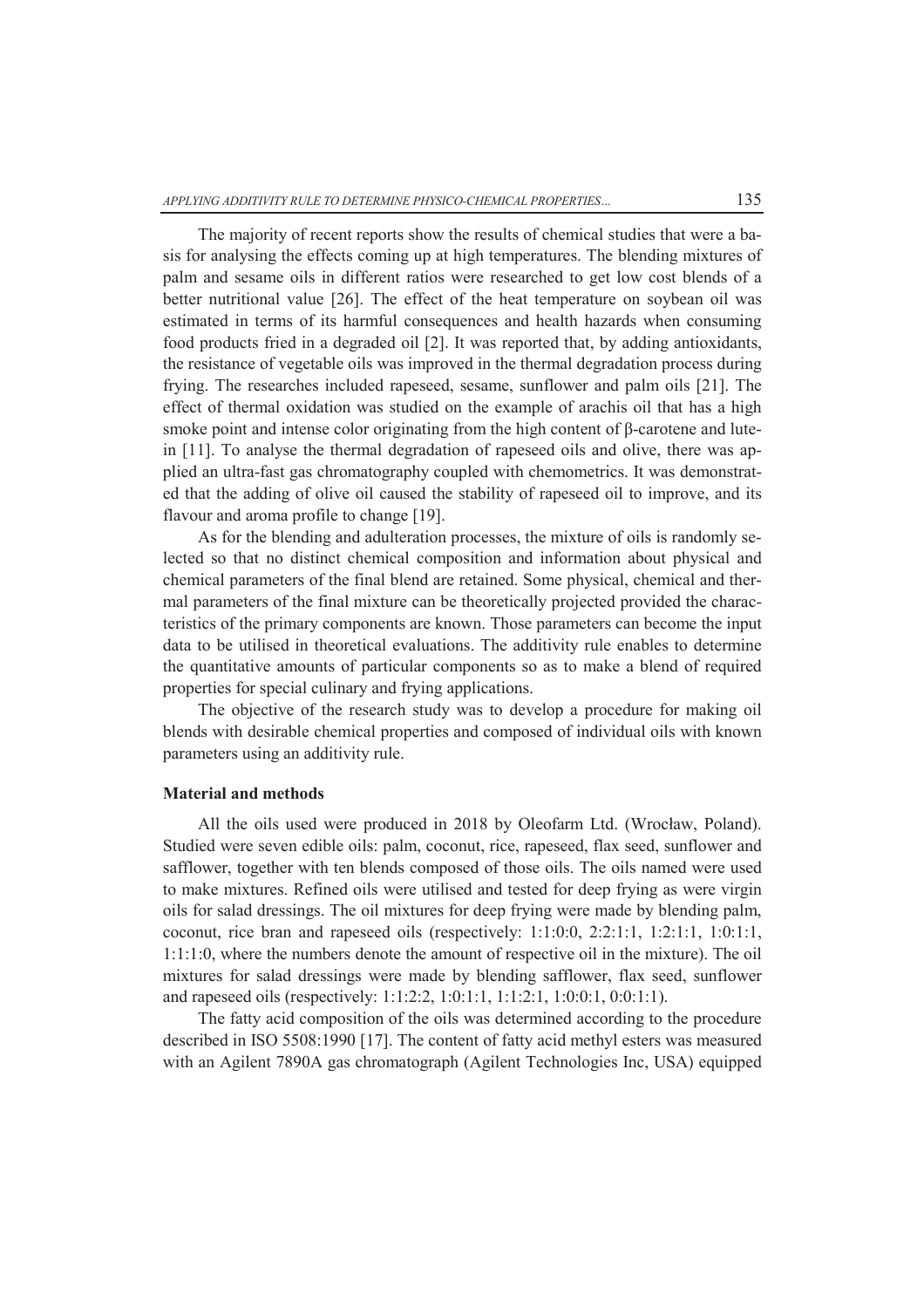The majority of recent reports show the results of chemical studies that were a basis for analysing the effects coming up at high temperatures. The blending mixtures of palm and sesame oils in different ratios were researched to get low cost blends of a better nutritional value [26]. The effect of the heat temperature on soybean oil was estimated in terms of its harmful consequences and health hazards when consuming food products fried in a degraded oil [2]. It was reported that, by adding antioxidants, the resistance of vegetable oils was improved in the thermal degradation process during frying. The researches included rapeseed, sesame, sunflower and palm oils [21]. The effect of thermal oxidation was studied on the example of arachis oil that has a high smoke point and intense color originating from the high content of β-carotene and lutein [11]. To analyse the thermal degradation of rapeseed oils and olive, there was applied an ultra-fast gas chromatography coupled with chemometrics. It was demonstrated that the adding of olive oil caused the stability of rapeseed oil to improve, and its flavour and aroma profile to change [19].

As for the blending and adulteration processes, the mixture of oils is randomly selected so that no distinct chemical composition and information about physical and chemical parameters of the final blend are retained. Some physical, chemical and thermal parameters of the final mixture can be theoretically projected provided the characteristics of the primary components are known. Those parameters can become the input data to be utilised in theoretical evaluations. The additivity rule enables to determine the quantitative amounts of particular components so as to make a blend of required properties for special culinary and frying applications.

The objective of the research study was to develop a procedure for making oil blends with desirable chemical properties and composed of individual oils with known parameters using an additivity rule.

## Material and methods

All the oils used were produced in 2018 by Oleofarm Ltd. (Wrocław, Poland). Studied were seven edible oils: palm, coconut, rice, rapeseed, flax seed, sunflower and safflower, together with ten blends composed of those oils. The oils named were used to make mixtures. Refined oils were utilised and tested for deep frying as were virgin oils for salad dressings. The oil mixtures for deep frying were made by blending palm, coconut, rice bran and rapeseed oils (respectively: 1:1:0:0, 2:2:1:1, 1:2:1:1, 1:0:1:1, 1:1:1:0, where the numbers denote the amount of respective oil in the mixture). The oil mixtures for salad dressings were made by blending safflower, flax seed, sunflower and rapeseed oils (respectively: 1:1:2:2, 1:0:1:1, 1:1:2:1, 1:0:0:1, 0:0:1:1).

The fatty acid composition of the oils was determined according to the procedure described in ISO 5508:1990 [17]. The content of fatty acid methyl esters was measured with an Agilent 7890A gas chromatograph (Agilent Technologies Inc, USA) equipped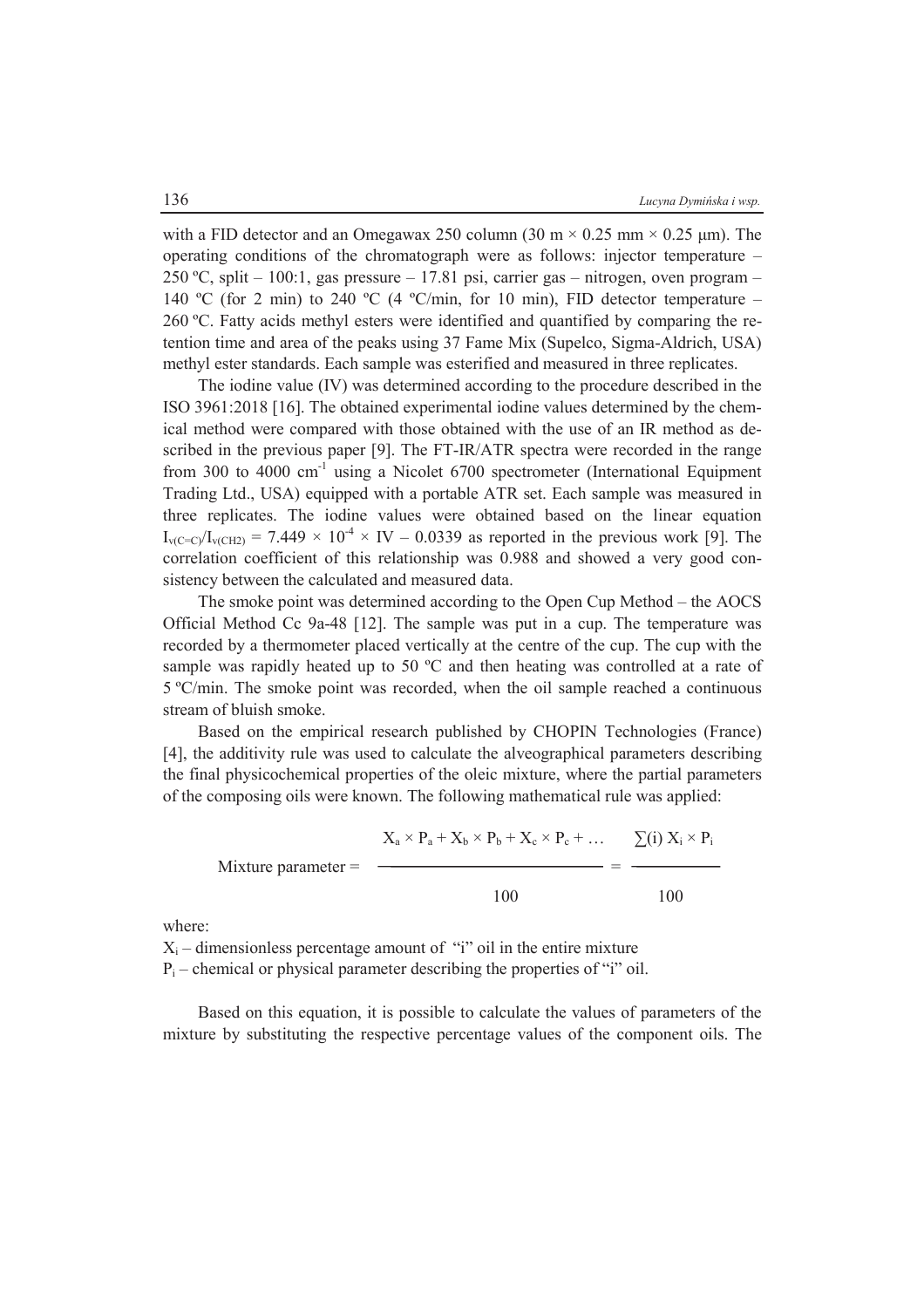with a FID detector and an Omegawax 250 column (30 m × 0.25 mm × 0.25 μm). The operating conditions of the chromatograph were as follows: injector temperature – 250 ºC, split – 100:1, gas pressure – 17.81 psi, carrier gas – nitrogen, oven program – 140 ºC (for 2 min) to 240 ºC (4 ºC/min, for 10 min), FID detector temperature – 260 ºC. Fatty acids methyl esters were identified and quantified by comparing the retention time and area of the peaks using 37 Fame Mix (Supelco, Sigma-Aldrich, USA) methyl ester standards. Each sample was esterified and measured in three replicates.

The iodine value (IV) was determined according to the procedure described in the ISO 3961:2018 [16]. The obtained experimental iodine values determined by the chemical method were compared with those obtained with the use of an IR method as described in the previous paper [9]. The FT-IR/ATR spectra were recorded in the range from 300 to 4000 $cm^{-1}$ using a Nicolet 6700 spectrometer (International Equipment Trading Ltd., USA) equipped with a portable ATR set. Each sample was measured in three replicates. The iodine values were obtained based on the linear equation $I_{\nu(C=C)}/I_{\nu(CH2)} = 7.449 \times 10^{-4} \times IV - 0.0339$ as reported in the previous work [9]. The correlation coefficient of this relationship was 0.988 and showed a very good consistency between the calculated and measured data.

The smoke point was determined according to the Open Cup Method – the AOCS Official Method Cc 9a-48 [12]. The sample was put in a cup. The temperature was recorded by a thermometer placed vertically at the centre of the cup. The cup with the sample was rapidly heated up to 50 ºC and then heating was controlled at a rate of 5 ºC/min. The smoke point was recorded, when the oil sample reached a continuous stream of bluish smoke.

Based on the empirical research published by CHOPIN Technologies (France) [4], the additivity rule was used to calculate the alveographical parameters describing the final physicochemical properties of the oleic mixture, where the partial parameters of the composing oils were known. The following mathematical rule was applied:

$$\text{Mixture parameter} = \frac{X_a \times P_a + X_b \times P_b + X_c \times P_c + \ldots}{100} = \frac{\sum(i)\, X_i \times P_i}{100}$$

where:

$X_i$ – dimensionless percentage amount of "i" oil in the entire mixture
$P_i$ – chemical or physical parameter describing the properties of "i" oil.

Based on this equation, it is possible to calculate the values of parameters of the mixture by substituting the respective percentage values of the component oils. The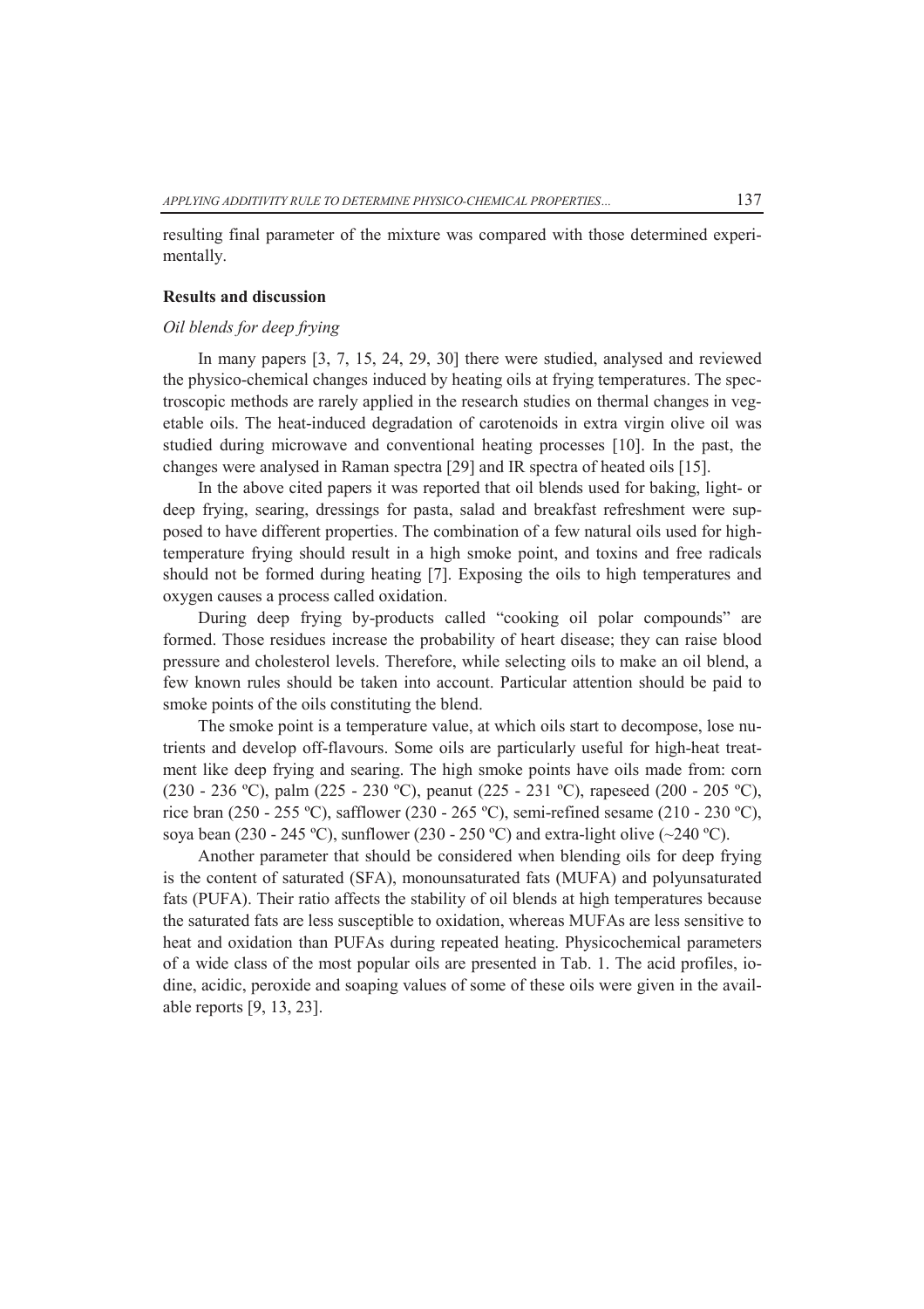resulting final parameter of the mixture was compared with those determined experimentally.

## Results and discussion

### *Oil blends for deep frying*

In many papers [3, 7, 15, 24, 29, 30] there were studied, analysed and reviewed the physico-chemical changes induced by heating oils at frying temperatures. The spectroscopic methods are rarely applied in the research studies on thermal changes in vegetable oils. The heat-induced degradation of carotenoids in extra virgin olive oil was studied during microwave and conventional heating processes [10]. In the past, the changes were analysed in Raman spectra [29] and IR spectra of heated oils [15].

In the above cited papers it was reported that oil blends used for baking, light- or deep frying, searing, dressings for pasta, salad and breakfast refreshment were supposed to have different properties. The combination of a few natural oils used for high-temperature frying should result in a high smoke point, and toxins and free radicals should not be formed during heating [7]. Exposing the oils to high temperatures and oxygen causes a process called oxidation.

During deep frying by-products called "cooking oil polar compounds" are formed. Those residues increase the probability of heart disease; they can raise blood pressure and cholesterol levels. Therefore, while selecting oils to make an oil blend, a few known rules should be taken into account. Particular attention should be paid to smoke points of the oils constituting the blend.

The smoke point is a temperature value, at which oils start to decompose, lose nutrients and develop off-flavours. Some oils are particularly useful for high-heat treatment like deep frying and searing. The high smoke points have oils made from: corn (230 - 236 ºC), palm (225 - 230 ºC), peanut (225 - 231 ºC), rapeseed (200 - 205 ºC), rice bran (250 - 255 ºC), safflower (230 - 265 ºC), semi-refined sesame (210 - 230 ºC), soya bean (230 - 245 ºC), sunflower (230 - 250 ºC) and extra-light olive (~240 ºC).

Another parameter that should be considered when blending oils for deep frying is the content of saturated (SFA), monounsaturated fats (MUFA) and polyunsaturated fats (PUFA). Their ratio affects the stability of oil blends at high temperatures because the saturated fats are less susceptible to oxidation, whereas MUFAs are less sensitive to heat and oxidation than PUFAs during repeated heating. Physicochemical parameters of a wide class of the most popular oils are presented in Tab. 1. The acid profiles, iodine, acidic, peroxide and soaping values of some of these oils were given in the available reports [9, 13, 23].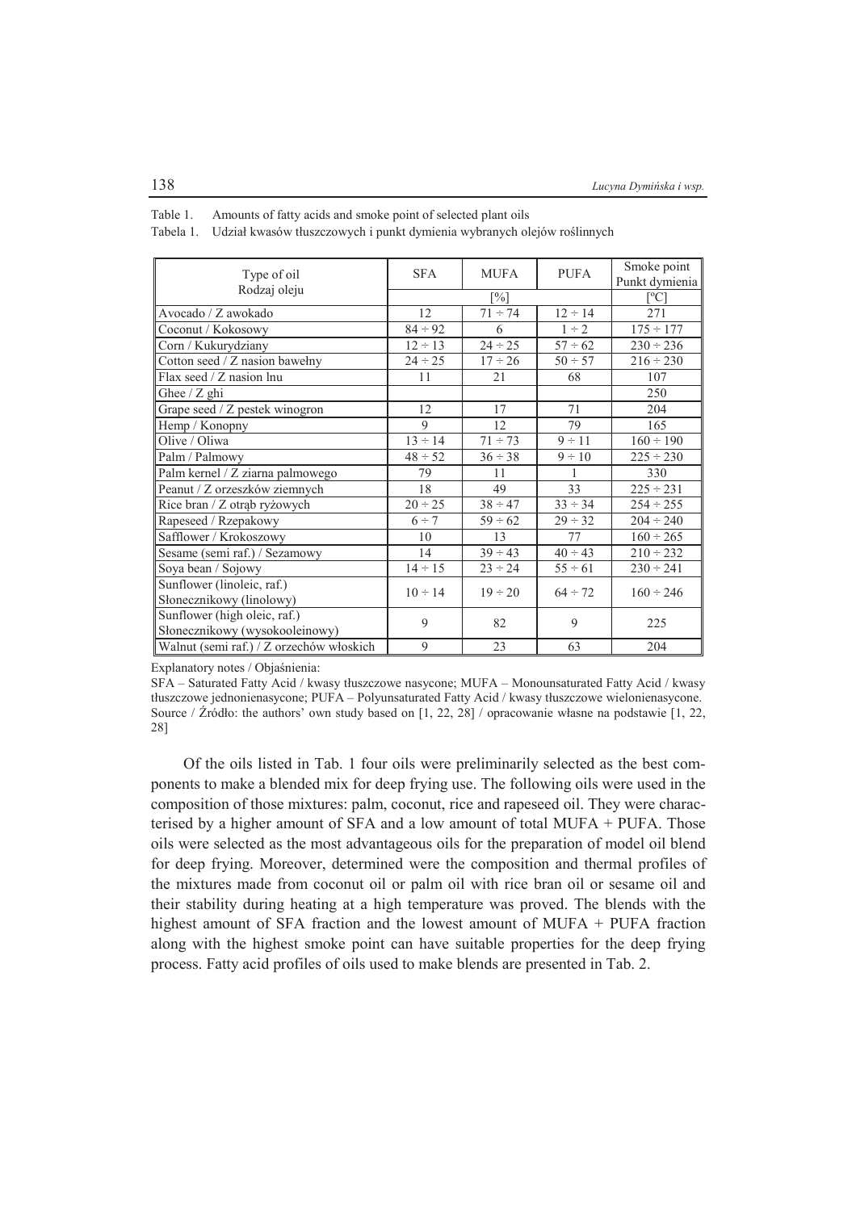Table 1. Amounts of fatty acids and smoke point of selected plant oils

Tabela 1. Udział kwasów tłuszczowych i punkt dymienia wybranych olejów roślinnych

| Type of oil<br>Rodzaj oleju | SFA | MUFA | PUFA | Smoke point<br>Punkt dymienia |
|---|---|---|---|---|
| | [%] | | | [°C] |
| Avocado / Z awokado | 12 | 71 ÷ 74 | 12 ÷ 14 | 271 |
| Coconut / Kokosowy | 84 ÷ 92 | 6 | 1 ÷ 2 | 175 ÷ 177 |
| Corn / Kukurydziany | 12 ÷ 13 | 24 ÷ 25 | 57 ÷ 62 | 230 ÷ 236 |
| Cotton seed / Z nasion bawełny | 24 ÷ 25 | 17 ÷ 26 | 50 ÷ 57 | 216 ÷ 230 |
| Flax seed / Z nasion lnu | 11 | 21 | 68 | 107 |
| Ghee / Z ghi | | | | 250 |
| Grape seed / Z pestek winogron | 12 | 17 | 71 | 204 |
| Hemp / Konopny | 9 | 12 | 79 | 165 |
| Olive / Oliwa | 13 ÷ 14 | 71 ÷ 73 | 9 ÷ 11 | 160 ÷ 190 |
| Palm / Palmowy | 48 ÷ 52 | 36 ÷ 38 | 9 ÷ 10 | 225 ÷ 230 |
| Palm kernel / Z ziarna palmowego | 79 | 11 | 1 | 330 |
| Peanut / Z orzeszków ziemnych | 18 | 49 | 33 | 225 ÷ 231 |
| Rice bran / Z otrąb ryżowych | 20 ÷ 25 | 38 ÷ 47 | 33 ÷ 34 | 254 ÷ 255 |
| Rapeseed / Rzepakowy | 6 ÷ 7 | 59 ÷ 62 | 29 ÷ 32 | 204 ÷ 240 |
| Safflower / Krokoszowy | 10 | 13 | 77 | 160 ÷ 265 |
| Sesame (semi raf.) / Sezamowy | 14 | 39 ÷ 43 | 40 ÷ 43 | 210 ÷ 232 |
| Soya bean / Sojowy | 14 ÷ 15 | 23 ÷ 24 | 55 ÷ 61 | 230 ÷ 241 |
| Sunflower (linoleic, raf.)<br>Słonecznikowy (linolowy) | 10 ÷ 14 | 19 ÷ 20 | 64 ÷ 72 | 160 ÷ 246 |
| Sunflower (high oleic, raf.)<br>Słonecznikowy (wysokooleinowy) | 9 | 82 | 9 | 225 |
| Walnut (semi raf.) / Z orzechów włoskich | 9 | 23 | 63 | 204 |

Explanatory notes / Objaśnienia:

SFA – Saturated Fatty Acid / kwasy tłuszczowe nasycone; MUFA – Monounsaturated Fatty Acid / kwasy tłuszczowe jednonienasycone; PUFA – Polyunsaturated Fatty Acid / kwasy tłuszczowe wielonienasycone.
Source / Źródło: the authors' own study based on [1, 22, 28] / opracowanie własne na podstawie [1, 22, 28]

Of the oils listed in Tab. 1 four oils were preliminarily selected as the best components to make a blended mix for deep frying use. The following oils were used in the composition of those mixtures: palm, coconut, rice and rapeseed oil. They were characterised by a higher amount of SFA and a low amount of total MUFA + PUFA. Those oils were selected as the most advantageous oils for the preparation of model oil blend for deep frying. Moreover, determined were the composition and thermal profiles of the mixtures made from coconut oil or palm oil with rice bran oil or sesame oil and their stability during heating at a high temperature was proved. The blends with the highest amount of SFA fraction and the lowest amount of MUFA + PUFA fraction along with the highest smoke point can have suitable properties for the deep frying process. Fatty acid profiles of oils used to make blends are presented in Tab. 2.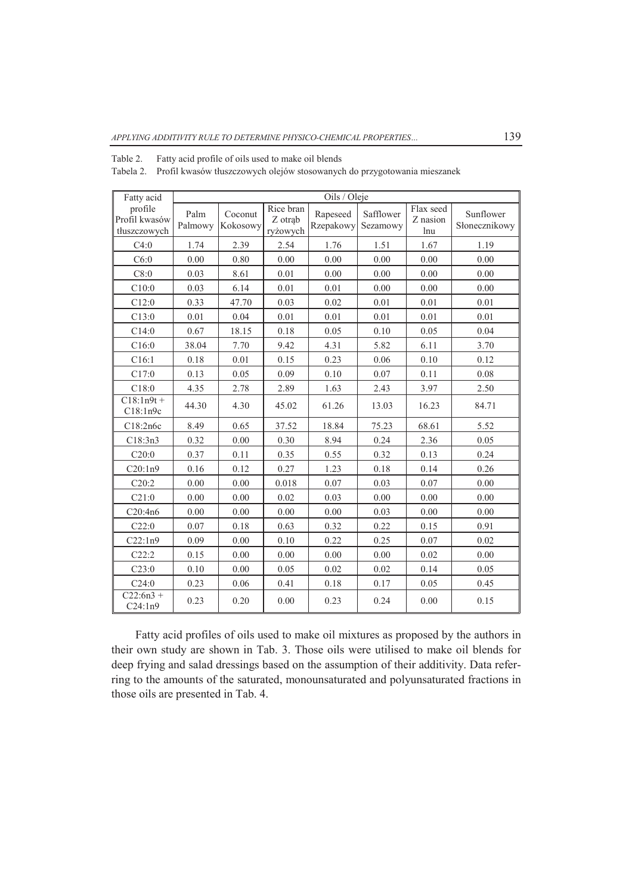Table 2. Fatty acid profile of oils used to make oil blends

Tabela 2. Profil kwasów tłuszczowych olejów stosowanych do przygotowania mieszanek

| Fatty acid profile Profil kwasów tłuszczowych | Oils / Oleje | | | | | | |
|---|---|---|---|---|---|---|---|
| | Palm Palmowy | Coconut Kokosowy | Rice bran Z otrąb ryżowych | Rapeseed Rzepakowy | Safflower Sezamowy | Flax seed Z nasion lnu | Sunflower Słonecznikowy |
| C4:0 | 1.74 | 2.39 | 2.54 | 1.76 | 1.51 | 1.67 | 1.19 |
| C6:0 | 0.00 | 0.80 | 0.00 | 0.00 | 0.00 | 0.00 | 0.00 |
| C8:0 | 0.03 | 8.61 | 0.01 | 0.00 | 0.00 | 0.00 | 0.00 |
| C10:0 | 0.03 | 6.14 | 0.01 | 0.01 | 0.00 | 0.00 | 0.00 |
| C12:0 | 0.33 | 47.70 | 0.03 | 0.02 | 0.01 | 0.01 | 0.01 |
| C13:0 | 0.01 | 0.04 | 0.01 | 0.01 | 0.01 | 0.01 | 0.01 |
| C14:0 | 0.67 | 18.15 | 0.18 | 0.05 | 0.10 | 0.05 | 0.04 |
| C16:0 | 38.04 | 7.70 | 9.42 | 4.31 | 5.82 | 6.11 | 3.70 |
| C16:1 | 0.18 | 0.01 | 0.15 | 0.23 | 0.06 | 0.10 | 0.12 |
| C17:0 | 0.13 | 0.05 | 0.09 | 0.10 | 0.07 | 0.11 | 0.08 |
| C18:0 | 4.35 | 2.78 | 2.89 | 1.63 | 2.43 | 3.97 | 2.50 |
| C18:1n9t + C18:1n9c | 44.30 | 4.30 | 45.02 | 61.26 | 13.03 | 16.23 | 84.71 |
| C18:2n6c | 8.49 | 0.65 | 37.52 | 18.84 | 75.23 | 68.61 | 5.52 |
| C18:3n3 | 0.32 | 0.00 | 0.30 | 8.94 | 0.24 | 2.36 | 0.05 |
| C20:0 | 0.37 | 0.11 | 0.35 | 0.55 | 0.32 | 0.13 | 0.24 |
| C20:1n9 | 0.16 | 0.12 | 0.27 | 1.23 | 0.18 | 0.14 | 0.26 |
| C20:2 | 0.00 | 0.00 | 0.018 | 0.07 | 0.03 | 0.07 | 0.00 |
| C21:0 | 0.00 | 0.00 | 0.02 | 0.03 | 0.00 | 0.00 | 0.00 |
| C20:4n6 | 0.00 | 0.00 | 0.00 | 0.00 | 0.03 | 0.00 | 0.00 |
| C22:0 | 0.07 | 0.18 | 0.63 | 0.32 | 0.22 | 0.15 | 0.91 |
| C22:1n9 | 0.09 | 0.00 | 0.10 | 0.22 | 0.25 | 0.07 | 0.02 |
| C22:2 | 0.15 | 0.00 | 0.00 | 0.00 | 0.00 | 0.02 | 0.00 |
| C23:0 | 0.10 | 0.00 | 0.05 | 0.02 | 0.02 | 0.14 | 0.05 |
| C24:0 | 0.23 | 0.06 | 0.41 | 0.18 | 0.17 | 0.05 | 0.45 |
| C22:6n3 + C24:1n9 | 0.23 | 0.20 | 0.00 | 0.23 | 0.24 | 0.00 | 0.15 |

Fatty acid profiles of oils used to make oil mixtures as proposed by the authors in their own study are shown in Tab. 3. Those oils were utilised to make oil blends for deep frying and salad dressings based on the assumption of their additivity. Data referring to the amounts of the saturated, monounsaturated and polyunsaturated fractions in those oils are presented in Tab. 4.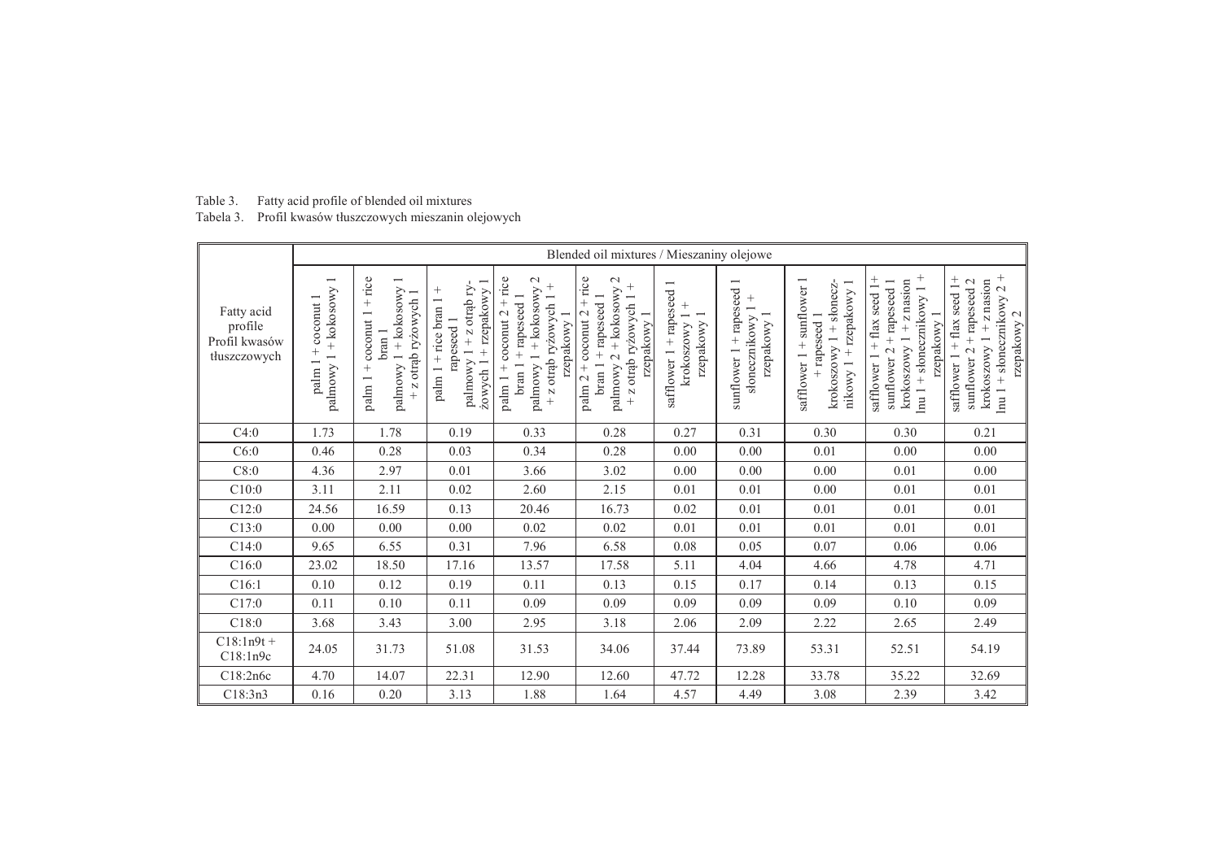Table 3. Fatty acid profile of blended oil mixtures
Tabela 3. Profil kwasów tłuszczowych mieszanin olejowych

| Fatty acid profile / Profil kwasów tłuszczowych | Blended oil mixtures / Mieszaniny olejowe | | | | | | | | | |
|---|---|---|---|---|---|---|---|---|---|---|
| | palm 1 + coconut 1 / palmowy 1 + kokosowy 1 | palm 1 + coconut 1 + rice bran 1 / palmowy 1 + kokosowy 1 + z otrąb ryżowych 1 | palm 1 + rice bran 1 + rapeseed 1 / palmowy 1 + z otrąb ryżowych 1 + rzepakowy 1 | palm 1 + coconut 2 + rice bran 1 + rapeseed 1 / palmowy 1 + kokosowy 2 + z otrąb ryżowych 1 + rzepakowy 1 | palm 2 + coconut 2 + rice bran 1 + rapeseed 1 / palmowy 2 + kokosowy 2 + z otrąb ryżowych 1 + rzepakowy 1 | safflower 1 + rapeseed 1 / krokoszowy 1 + rzepakowy 1 | sunflower 1 + rapeseed 1 / słonecznikowy 1 + rzepakowy 1 | safflower 1 + sunflower 1 + rapeseed 1 / krokoszowy 1 + słonecznikowy 1 + rzepakowy 1 | safflower 1 + flax seed 1 + sunflower 2 + rapeseed 1 / krokoszowy 1 + z nasion lnu 1 + słonecznikowy 1 + rzepakowy 1 | safflower 1 + flax seed 1 + sunflower 2 + rapeseed 2 / krokoszowy 1 + z nasion lnu 1 + słonecznikowy 2 + rzepakowy 2 |
| C4:0 | 1.73 | 1.78 | 0.19 | 0.33 | 0.28 | 0.27 | 0.31 | 0.30 | 0.30 | 0.21 |
| C6:0 | 0.46 | 0.28 | 0.03 | 0.34 | 0.28 | 0.00 | 0.00 | 0.01 | 0.00 | 0.00 |
| C8:0 | 4.36 | 2.97 | 0.01 | 3.66 | 3.02 | 0.00 | 0.00 | 0.00 | 0.01 | 0.00 |
| C10:0 | 3.11 | 2.11 | 0.02 | 2.60 | 2.15 | 0.01 | 0.01 | 0.00 | 0.01 | 0.01 |
| C12:0 | 24.56 | 16.59 | 0.13 | 20.46 | 16.73 | 0.02 | 0.01 | 0.01 | 0.01 | 0.01 |
| C13:0 | 0.00 | 0.00 | 0.00 | 0.02 | 0.02 | 0.01 | 0.01 | 0.01 | 0.01 | 0.01 |
| C14:0 | 9.65 | 6.55 | 0.31 | 7.96 | 6.58 | 0.08 | 0.05 | 0.07 | 0.06 | 0.06 |
| C16:0 | 23.02 | 18.50 | 17.16 | 13.57 | 17.58 | 5.11 | 4.04 | 4.66 | 4.78 | 4.71 |
| C16:1 | 0.10 | 0.12 | 0.19 | 0.11 | 0.13 | 0.15 | 0.17 | 0.14 | 0.13 | 0.15 |
| C17:0 | 0.11 | 0.10 | 0.11 | 0.09 | 0.09 | 0.09 | 0.09 | 0.09 | 0.10 | 0.09 |
| C18:0 | 3.68 | 3.43 | 3.00 | 2.95 | 3.18 | 2.06 | 2.09 | 2.22 | 2.65 | 2.49 |
| C18:1n9t + C18:1n9c | 24.05 | 31.73 | 51.08 | 31.53 | 34.06 | 37.44 | 73.89 | 53.31 | 52.51 | 54.19 |
| C18:2n6c | 4.70 | 14.07 | 22.31 | 12.90 | 12.60 | 47.72 | 12.28 | 33.78 | 35.22 | 32.69 |
| C18:3n3 | 0.16 | 0.20 | 3.13 | 1.88 | 1.64 | 4.57 | 4.49 | 3.08 | 2.39 | 3.42 |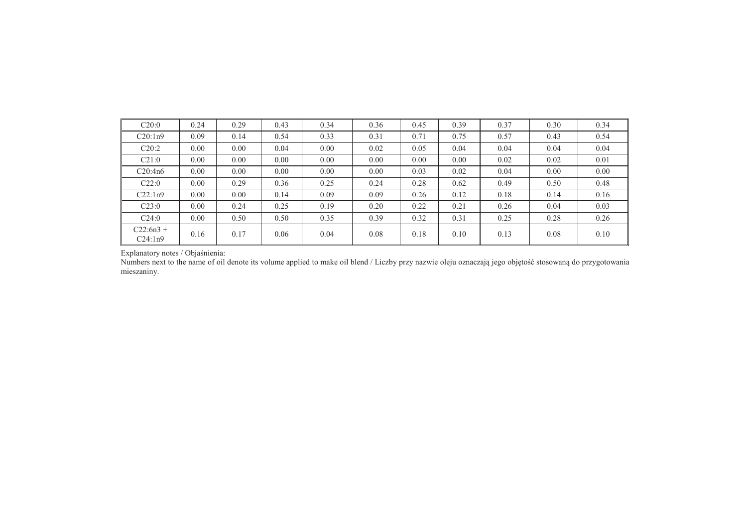| C20:0 | 0.24 | 0.29 | 0.43 | 0.34 | 0.36 | 0.45 | 0.39 | 0.37 | 0.30 | 0.34 |
|---|---|---|---|---|---|---|---|---|---|---|
| C20:1n9 | 0.09 | 0.14 | 0.54 | 0.33 | 0.31 | 0.71 | 0.75 | 0.57 | 0.43 | 0.54 |
| C20:2 | 0.00 | 0.00 | 0.04 | 0.00 | 0.02 | 0.05 | 0.04 | 0.04 | 0.04 | 0.04 |
| C21:0 | 0.00 | 0.00 | 0.00 | 0.00 | 0.00 | 0.00 | 0.00 | 0.02 | 0.02 | 0.01 |
| C20:4n6 | 0.00 | 0.00 | 0.00 | 0.00 | 0.00 | 0.03 | 0.02 | 0.04 | 0.00 | 0.00 |
| C22:0 | 0.00 | 0.29 | 0.36 | 0.25 | 0.24 | 0.28 | 0.62 | 0.49 | 0.50 | 0.48 |
| C22:1n9 | 0.00 | 0.00 | 0.14 | 0.09 | 0.09 | 0.26 | 0.12 | 0.18 | 0.14 | 0.16 |
| C23:0 | 0.00 | 0.24 | 0.25 | 0.19 | 0.20 | 0.22 | 0.21 | 0.26 | 0.04 | 0.03 |
| C24:0 | 0.00 | 0.50 | 0.50 | 0.35 | 0.39 | 0.32 | 0.31 | 0.25 | 0.28 | 0.26 |
| C22:6n3 + C24:1n9 | 0.16 | 0.17 | 0.06 | 0.04 | 0.08 | 0.18 | 0.10 | 0.13 | 0.08 | 0.10 |

Explanatory notes / Objaśnienia:
Numbers next to the name of oil denote its volume applied to make oil blend / Liczby przy nazwie oleju oznaczają jego objętość stosowaną do przygotowania mieszaniny.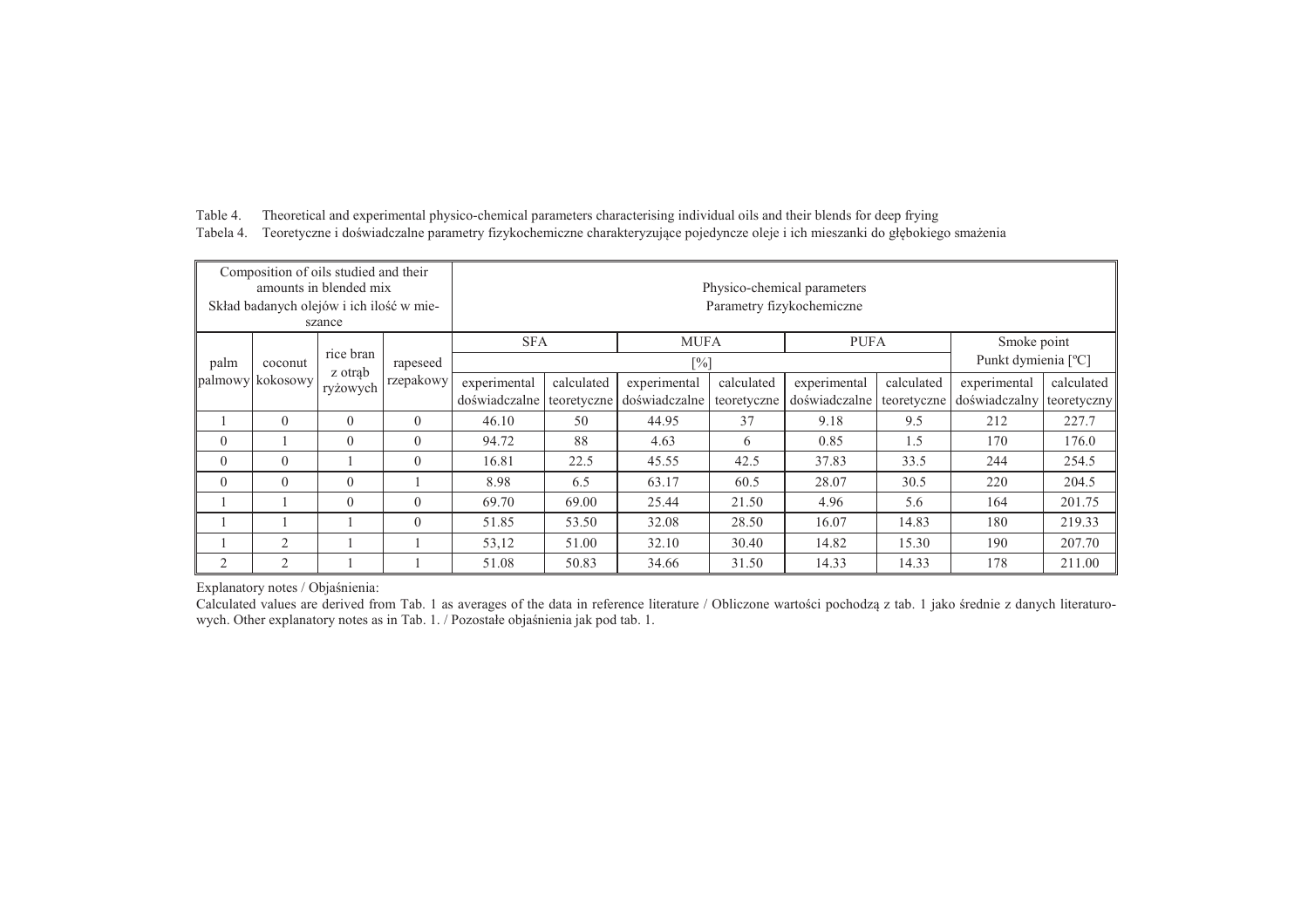Table 4. Theoretical and experimental physico-chemical parameters characterising individual oils and their blends for deep frying

Tabela 4. Teoretyczne i doświadczalne parametry fizykochemiczne charakteryzujące pojedyncze oleje i ich mieszanki do głębokiego smażenia

| Composition of oils studied and their amounts in blended mix / Skład badanych olejów i ich ilość w mieszance | | | | Physico-chemical parameters / Parametry fizykochemiczne | | | | | | | |
|---|---|---|---|---|---|---|---|---|---|---|---|
| palm / palmowy | coconut / kokosowy | rice bran / z otrąb ryżowych | rapeseed / rzepakowy | SFA [%] | | MUFA [%] | | PUFA [%] | | Smoke point / Punkt dymienia [ºC] | |
| | | | | experimental / doświadczalne | calculated / teoretyczne | experimental / doświadczalne | calculated / teoretyczne | experimental / doświadczalne | calculated / teoretyczne | experimental / doświadczalny | calculated / teoretyczny |
| 1 | 0 | 0 | 0 | 46.10 | 50 | 44.95 | 37 | 9.18 | 9.5 | 212 | 227.7 |
| 0 | 1 | 0 | 0 | 94.72 | 88 | 4.63 | 6 | 0.85 | 1.5 | 170 | 176.0 |
| 0 | 0 | 1 | 0 | 16.81 | 22.5 | 45.55 | 42.5 | 37.83 | 33.5 | 244 | 254.5 |
| 0 | 0 | 0 | 1 | 8.98 | 6.5 | 63.17 | 60.5 | 28.07 | 30.5 | 220 | 204.5 |
| 1 | 1 | 0 | 0 | 69.70 | 69.00 | 25.44 | 21.50 | 4.96 | 5.6 | 164 | 201.75 |
| 1 | 1 | 1 | 0 | 51.85 | 53.50 | 32.08 | 28.50 | 16.07 | 14.83 | 180 | 219.33 |
| 1 | 2 | 1 | 1 | 53,12 | 51.00 | 32.10 | 30.40 | 14.82 | 15.30 | 190 | 207.70 |
| 2 | 2 | 1 | 1 | 51.08 | 50.83 | 34.66 | 31.50 | 14.33 | 14.33 | 178 | 211.00 |

Explanatory notes / Objaśnienia:

Calculated values are derived from Tab. 1 as averages of the data in reference literature / Obliczone wartości pochodzą z tab. 1 jako średnie z danych literaturowych. Other explanatory notes as in Tab. 1. / Pozostałe objaśnienia jak pod tab. 1.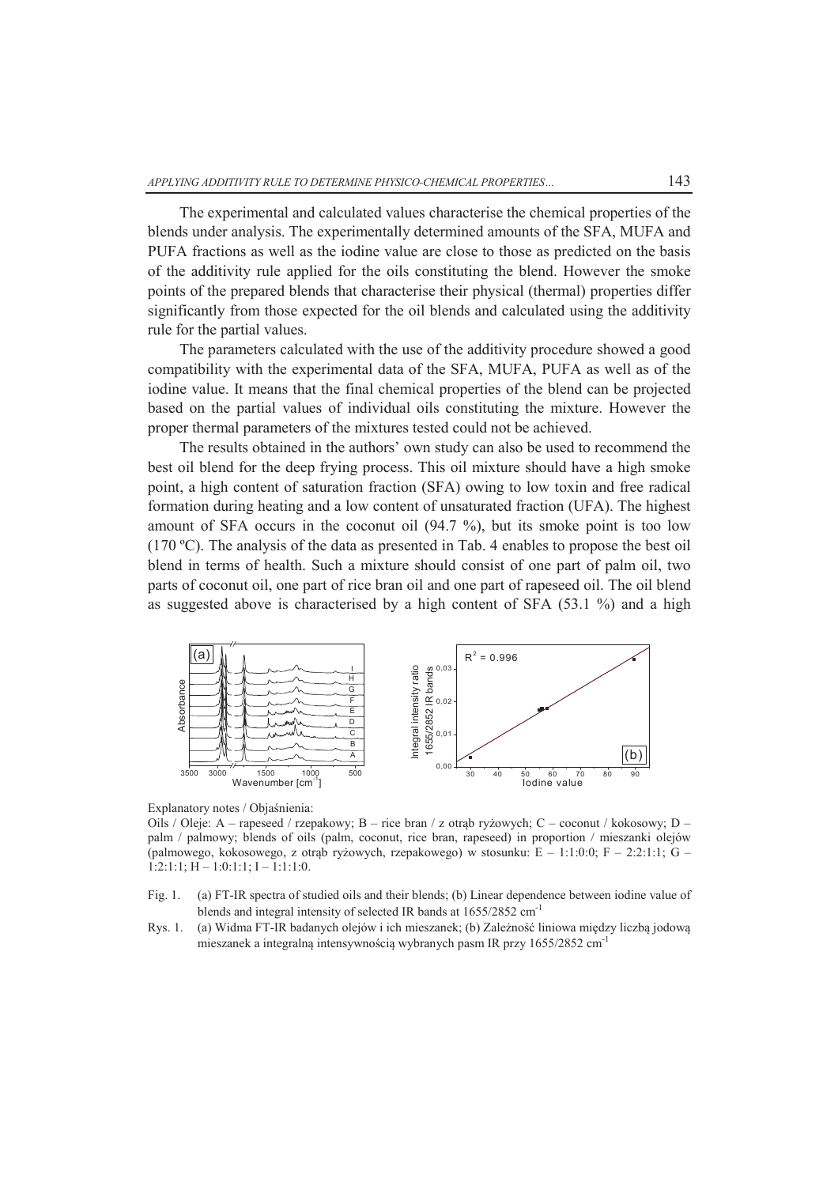The experimental and calculated values characterise the chemical properties of the blends under analysis. The experimentally determined amounts of the SFA, MUFA and PUFA fractions as well as the iodine value are close to those as predicted on the basis of the additivity rule applied for the oils constituting the blend. However the smoke points of the prepared blends that characterise their physical (thermal) properties differ significantly from those expected for the oil blends and calculated using the additivity rule for the partial values.

The parameters calculated with the use of the additivity procedure showed a good compatibility with the experimental data of the SFA, MUFA, PUFA as well as of the iodine value. It means that the final chemical properties of the blend can be projected based on the partial values of individual oils constituting the mixture. However the proper thermal parameters of the mixtures tested could not be achieved.

The results obtained in the authors' own study can also be used to recommend the best oil blend for the deep frying process. This oil mixture should have a high smoke point, a high content of saturation fraction (SFA) owing to low toxin and free radical formation during heating and a low content of unsaturated fraction (UFA). The highest amount of SFA occurs in the coconut oil (94.7 %), but its smoke point is too low (170 ºC). The analysis of the data as presented in Tab. 4 enables to propose the best oil blend in terms of health. Such a mixture should consist of one part of palm oil, two parts of coconut oil, one part of rice bran oil and one part of rapeseed oil. The oil blend as suggested above is characterised by a high content of SFA (53.1 %) and a high

Explanatory notes / Objaśnienia:

Oils / Oleje: A – rapeseed / rzepakowy; B – rice bran / z otrąb ryżowych; C – coconut / kokosowy; D – palm / palmowy; blends of oils (palm, coconut, rice bran, rapeseed) in proportion / mieszanki olejów (palmowego, kokosowego, z otrąb ryżowych, rzepakowego) w stosunku: E – 1:1:0:0; F – 2:2:1:1; G – 1:2:1:1; H – 1:0:1:1; I – 1:1:1:0.

Fig. 1. (a) FT-IR spectra of studied oils and their blends; (b) Linear dependence between iodine value of blends and integral intensity of selected IR bands at 1655/2852 cm$^{-1}$

Rys. 1. (a) Widma FT-IR badanych olejów i ich mieszanek; (b) Zależność liniowa między liczbą jodową mieszanek a integralną intensywnością wybranych pasm IR przy 1655/2852 cm$^{-1}$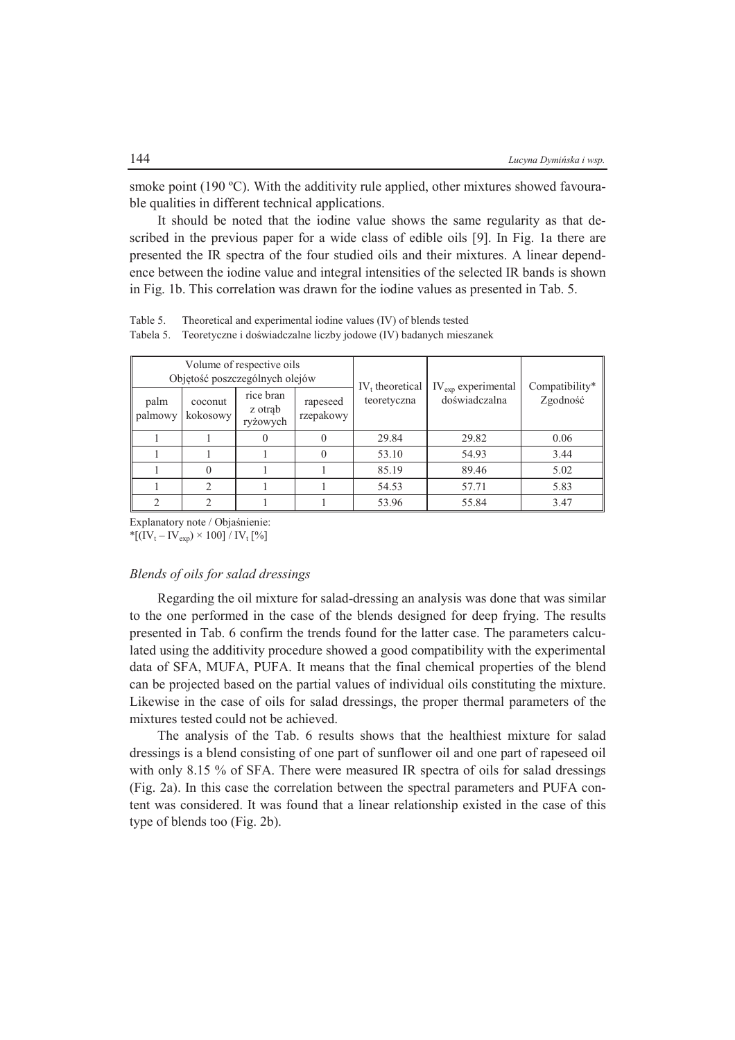smoke point (190 ºC). With the additivity rule applied, other mixtures showed favourable qualities in different technical applications.

It should be noted that the iodine value shows the same regularity as that described in the previous paper for a wide class of edible oils [9]. In Fig. 1a there are presented the IR spectra of the four studied oils and their mixtures. A linear dependence between the iodine value and integral intensities of the selected IR bands is shown in Fig. 1b. This correlation was drawn for the iodine values as presented in Tab. 5.

Table 5. Theoretical and experimental iodine values (IV) of blends tested

Tabela 5. Teoretyczne i doświadczalne liczby jodowe (IV) badanych mieszanek

| Volume of respective oils Objętość poszczególnych olejów | | | | $IV_t$ theoretical teoretyczna | $IV_{exp}$ experimental doświadczalna | Compatibility* Zgodność |
|---|---|---|---|---|---|---|
| palm palmowy | coconut kokosowy | rice bran z otrąb ryżowych | rapeseed rzepakowy | | | |
| 1 | 1 | 0 | 0 | 29.84 | 29.82 | 0.06 |
| 1 | 1 | 1 | 0 | 53.10 | 54.93 | 3.44 |
| 1 | 0 | 1 | 1 | 85.19 | 89.46 | 5.02 |
| 1 | 2 | 1 | 1 | 54.53 | 57.71 | 5.83 |
| 2 | 2 | 1 | 1 | 53.96 | 55.84 | 3.47 |

Explanatory note / Objaśnienie:

*$[(IV_t - IV_{exp}) \times 100] / IV_t$ [%]

### *Blends of oils for salad dressings*

Regarding the oil mixture for salad-dressing an analysis was done that was similar to the one performed in the case of the blends designed for deep frying. The results presented in Tab. 6 confirm the trends found for the latter case. The parameters calculated using the additivity procedure showed a good compatibility with the experimental data of SFA, MUFA, PUFA. It means that the final chemical properties of the blend can be projected based on the partial values of individual oils constituting the mixture. Likewise in the case of oils for salad dressings, the proper thermal parameters of the mixtures tested could not be achieved.

The analysis of the Tab. 6 results shows that the healthiest mixture for salad dressings is a blend consisting of one part of sunflower oil and one part of rapeseed oil with only 8.15 % of SFA. There were measured IR spectra of oils for salad dressings (Fig. 2a). In this case the correlation between the spectral parameters and PUFA content was considered. It was found that a linear relationship existed in the case of this type of blends too (Fig. 2b).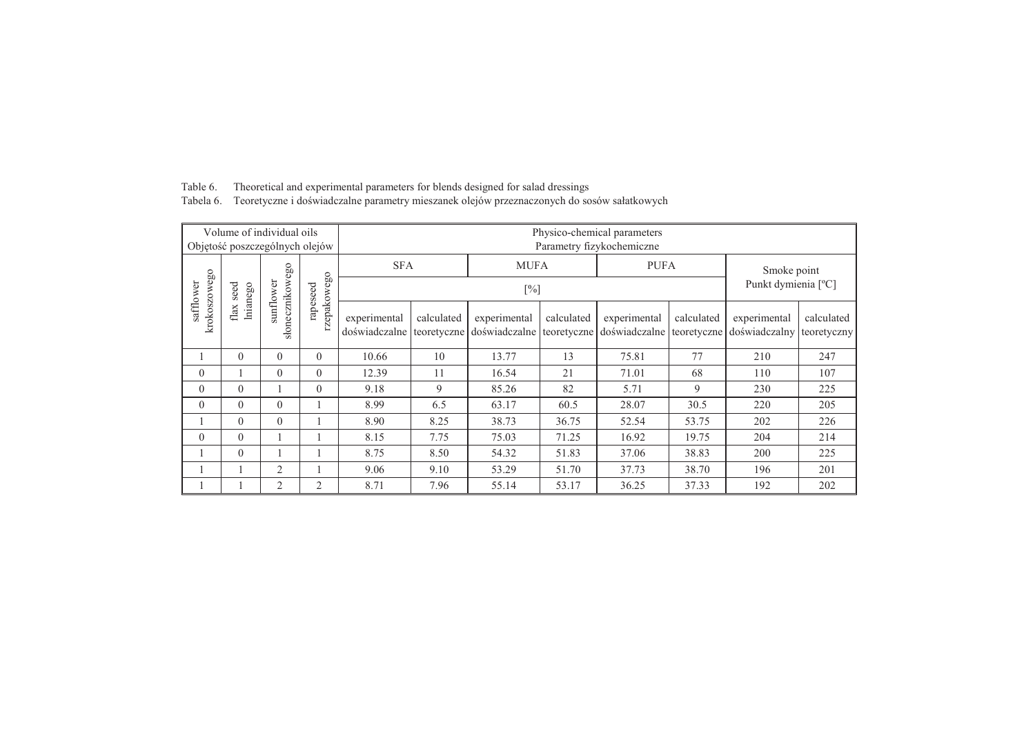Table 6. Theoretical and experimental parameters for blends designed for salad dressings

Tabela 6. Teoretyczne i doświadczalne parametry mieszanek olejów przeznaczonych do sosów sałatkowych

| Volume of individual oils Objętość poszczególnych olejów | | | | Physico-chemical parameters Parametry fizykochemiczne | | | | | | | |
|---|---|---|---|---|---|---|---|---|---|---|---|
| safflower krokoszowego | flax seed lnianego | sunflower słonecznikowego | rapeseed rzepakowego | SFA [%] | | MUFA [%] | | PUFA [%] | | Smoke point Punkt dymienia [ºC] | |
| | | | | experimental doświadczalne | calculated teoretyczne | experimental doświadczalne | calculated teoretyczne | experimental doświadczalne | calculated teoretyczne | experimental doświadczalny | calculated teoretyczny |
| 1 | 0 | 0 | 0 | 10.66 | 10 | 13.77 | 13 | 75.81 | 77 | 210 | 247 |
| 0 | 1 | 0 | 0 | 12.39 | 11 | 16.54 | 21 | 71.01 | 68 | 110 | 107 |
| 0 | 0 | 1 | 0 | 9.18 | 9 | 85.26 | 82 | 5.71 | 9 | 230 | 225 |
| 0 | 0 | 0 | 1 | 8.99 | 6.5 | 63.17 | 60.5 | 28.07 | 30.5 | 220 | 205 |
| 1 | 0 | 0 | 1 | 8.90 | 8.25 | 38.73 | 36.75 | 52.54 | 53.75 | 202 | 226 |
| 0 | 0 | 1 | 1 | 8.15 | 7.75 | 75.03 | 71.25 | 16.92 | 19.75 | 204 | 214 |
| 1 | 0 | 1 | 1 | 8.75 | 8.50 | 54.32 | 51.83 | 37.06 | 38.83 | 200 | 225 |
| 1 | 1 | 2 | 1 | 9.06 | 9.10 | 53.29 | 51.70 | 37.73 | 38.70 | 196 | 201 |
| 1 | 1 | 2 | 2 | 8.71 | 7.96 | 55.14 | 53.17 | 36.25 | 37.33 | 192 | 202 |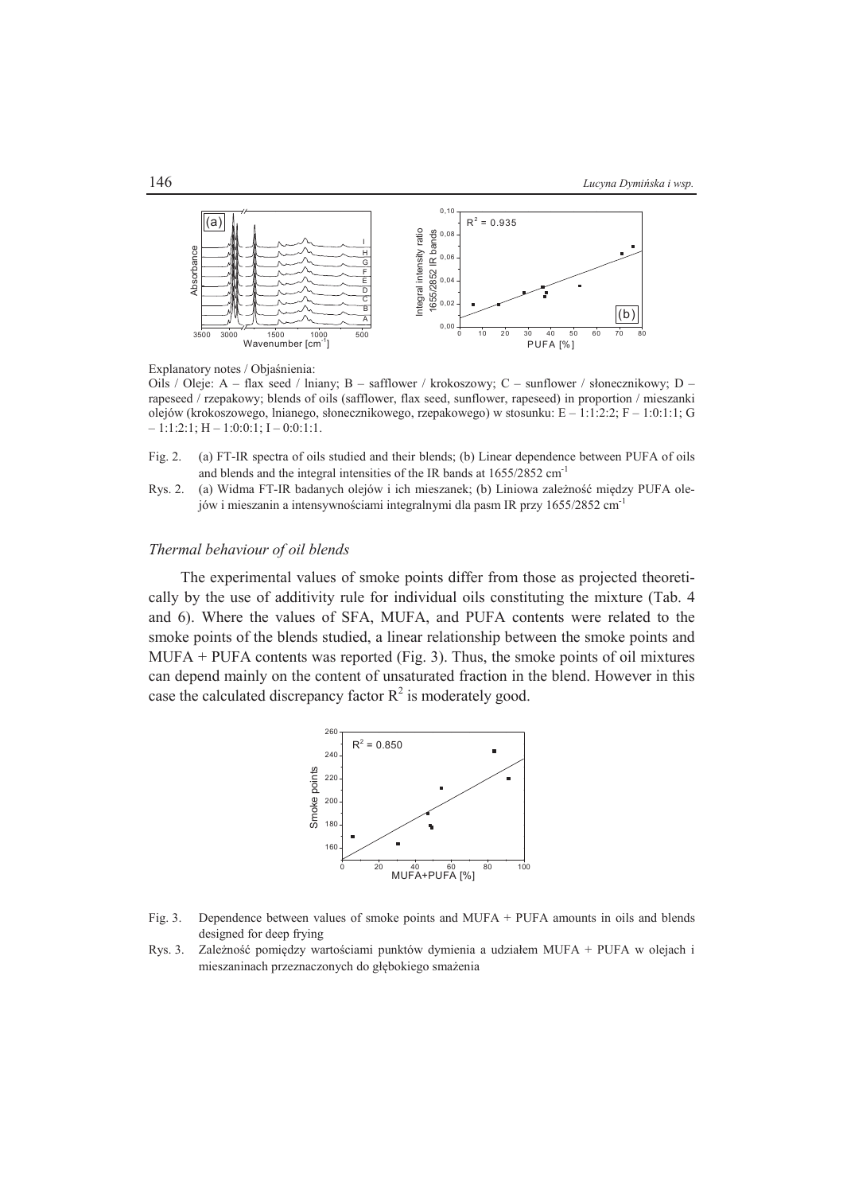Explanatory notes / Objaśnienia:

Oils / Oleje: A – flax seed / lniany; B – safflower / krokoszowy; C – sunflower / słonecznikowy; D – rapeseed / rzepakowy; blends of oils (safflower, flax seed, sunflower, rapeseed) in proportion / mieszanki olejów (krokoszowego, lnianego, słonecznikowego, rzepakowego) w stosunku: E – 1:1:2:2; F – 1:0:1:1; G – 1:1:2:1; H – 1:0:0:1; I – 0:0:1:1.

Fig. 2. (a) FT-IR spectra of oils studied and their blends; (b) Linear dependence between PUFA of oils and blends and the integral intensities of the IR bands at 1655/2852 cm$^{-1}$

Rys. 2. (a) Widma FT-IR badanych olejów i ich mieszanek; (b) Liniowa zależność między PUFA olejów i mieszanin a intensywnościami integralnymi dla pasm IR przy 1655/2852 cm$^{-1}$

### *Thermal behaviour of oil blends*

The experimental values of smoke points differ from those as projected theoretically by the use of additivity rule for individual oils constituting the mixture (Tab. 4 and 6). Where the values of SFA, MUFA, and PUFA contents were related to the smoke points of the blends studied, a linear relationship between the smoke points and MUFA + PUFA contents was reported (Fig. 3). Thus, the smoke points of oil mixtures can depend mainly on the content of unsaturated fraction in the blend. However in this case the calculated discrepancy factor $R^2$ is moderately good.

Fig. 3. Dependence between values of smoke points and MUFA + PUFA amounts in oils and blends designed for deep frying

Rys. 3. Zależność pomiędzy wartościami punktów dymienia a udziałem MUFA + PUFA w olejach i mieszaninach przeznaczonych do głębokiego smażenia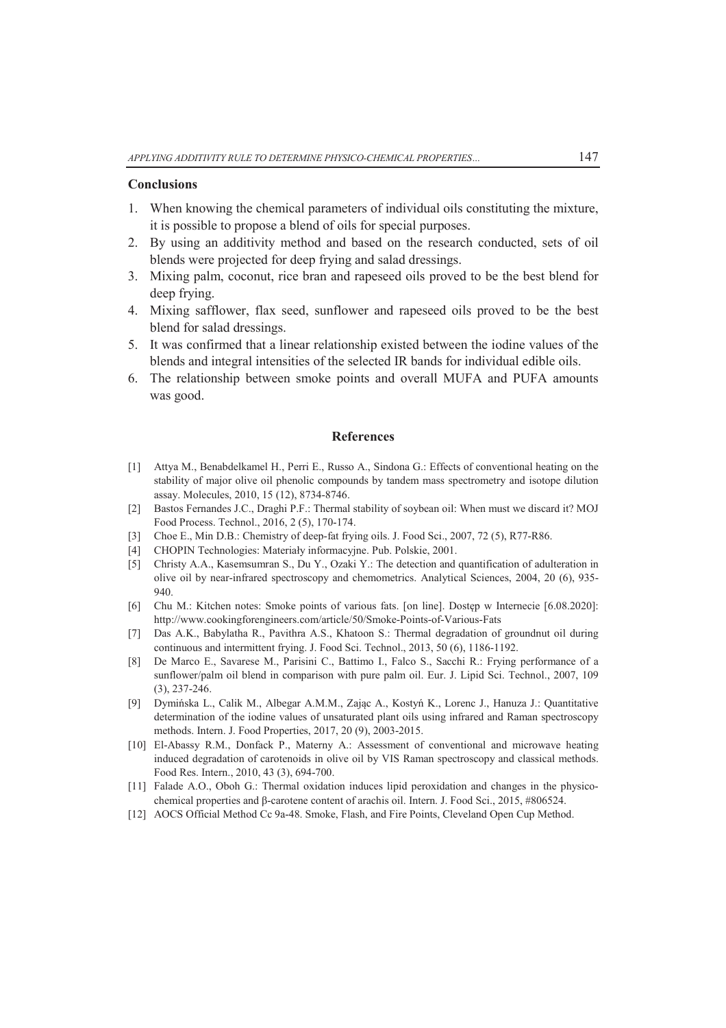## Conclusions

1. When knowing the chemical parameters of individual oils constituting the mixture, it is possible to propose a blend of oils for special purposes.
2. By using an additivity method and based on the research conducted, sets of oil blends were projected for deep frying and salad dressings.
3. Mixing palm, coconut, rice bran and rapeseed oils proved to be the best blend for deep frying.
4. Mixing safflower, flax seed, sunflower and rapeseed oils proved to be the best blend for salad dressings.
5. It was confirmed that a linear relationship existed between the iodine values of the blends and integral intensities of the selected IR bands for individual edible oils.
6. The relationship between smoke points and overall MUFA and PUFA amounts was good.

## References

[1] Attya M., Benabdelkamel H., Perri E., Russo A., Sindona G.: Effects of conventional heating on the stability of major olive oil phenolic compounds by tandem mass spectrometry and isotope dilution assay. Molecules, 2010, 15 (12), 8734-8746.

[2] Bastos Fernandes J.C., Draghi P.F.: Thermal stability of soybean oil: When must we discard it? MOJ Food Process. Technol., 2016, 2 (5), 170-174.

[3] Choe E., Min D.B.: Chemistry of deep-fat frying oils. J. Food Sci., 2007, 72 (5), R77-R86.

[4] CHOPIN Technologies: Materiały informacyjne. Pub. Polskie, 2001.

[5] Christy A.A., Kasemsumran S., Du Y., Ozaki Y.: The detection and quantification of adulteration in olive oil by near-infrared spectroscopy and chemometrics. Analytical Sciences, 2004, 20 (6), 935-940.

[6] Chu M.: Kitchen notes: Smoke points of various fats. [on line]. Dostęp w Internecie [6.08.2020]: http://www.cookingforengineers.com/article/50/Smoke-Points-of-Various-Fats

[7] Das A.K., Babylatha R., Pavithra A.S., Khatoon S.: Thermal degradation of groundnut oil during continuous and intermittent frying. J. Food Sci. Technol., 2013, 50 (6), 1186-1192.

[8] De Marco E., Savarese M., Parisini C., Battimo I., Falco S., Sacchi R.: Frying performance of a sunflower/palm oil blend in comparison with pure palm oil. Eur. J. Lipid Sci. Technol., 2007, 109 (3), 237-246.

[9] Dymińska L., Calik M., Albegar A.M.M., Zając A., Kostyń K., Lorenc J., Hanuza J.: Quantitative determination of the iodine values of unsaturated plant oils using infrared and Raman spectroscopy methods. Intern. J. Food Properties, 2017, 20 (9), 2003-2015.

[10] El-Abassy R.M., Donfack P., Materny A.: Assessment of conventional and microwave heating induced degradation of carotenoids in olive oil by VIS Raman spectroscopy and classical methods. Food Res. Intern., 2010, 43 (3), 694-700.

[11] Falade A.O., Oboh G.: Thermal oxidation induces lipid peroxidation and changes in the physicochemical properties and β-carotene content of arachis oil. Intern. J. Food Sci., 2015, #806524.

[12] AOCS Official Method Cc 9a-48. Smoke, Flash, and Fire Points, Cleveland Open Cup Method.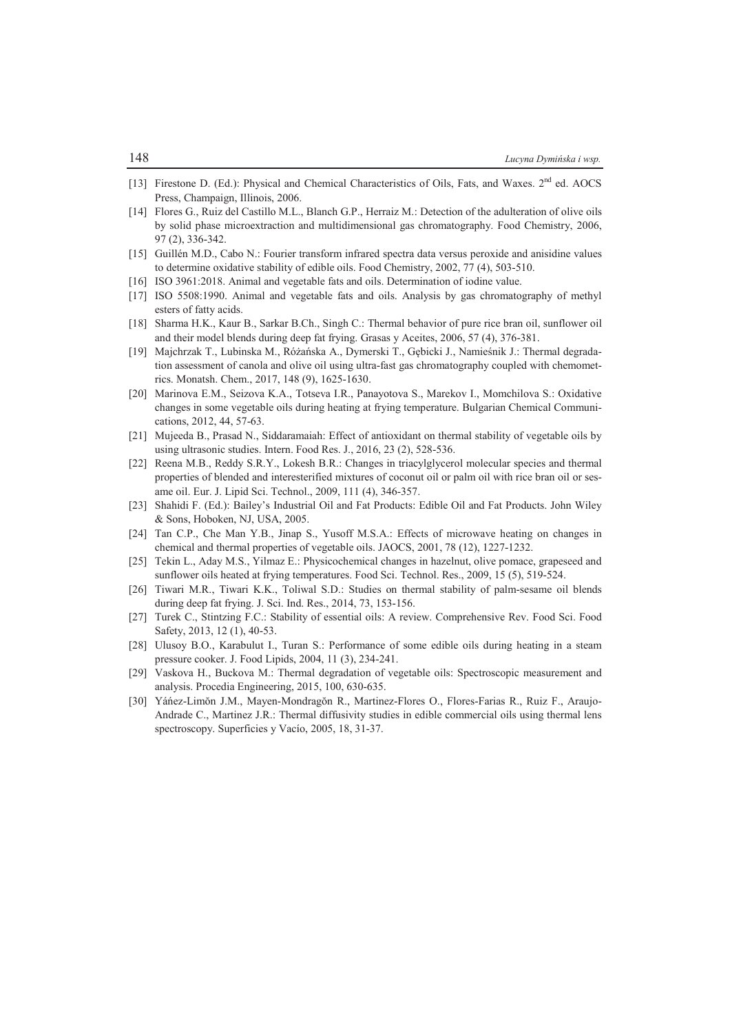[13] Firestone D. (Ed.): Physical and Chemical Characteristics of Oils, Fats, and Waxes. 2nd ed. AOCS Press, Champaign, Illinois, 2006.

[14] Flores G., Ruiz del Castillo M.L., Blanch G.P., Herraiz M.: Detection of the adulteration of olive oils by solid phase microextraction and multidimensional gas chromatography. Food Chemistry, 2006, 97 (2), 336-342.

[15] Guillén M.D., Cabo N.: Fourier transform infrared spectra data versus peroxide and anisidine values to determine oxidative stability of edible oils. Food Chemistry, 2002, 77 (4), 503-510.

[16] ISO 3961:2018. Animal and vegetable fats and oils. Determination of iodine value.

[17] ISO 5508:1990. Animal and vegetable fats and oils. Analysis by gas chromatography of methyl esters of fatty acids.

[18] Sharma H.K., Kaur B., Sarkar B.Ch., Singh C.: Thermal behavior of pure rice bran oil, sunflower oil and their model blends during deep fat frying. Grasas y Aceites, 2006, 57 (4), 376-381.

[19] Majchrzak T., Lubinska M., Różańska A., Dymerski T., Gębicki J., Namieśnik J.: Thermal degradation assessment of canola and olive oil using ultra-fast gas chromatography coupled with chemometrics. Monatsh. Chem., 2017, 148 (9), 1625-1630.

[20] Marinova E.M., Seizova K.A., Totseva I.R., Panayotova S., Marekov I., Momchilova S.: Oxidative changes in some vegetable oils during heating at frying temperature. Bulgarian Chemical Communications, 2012, 44, 57-63.

[21] Mujeeda B., Prasad N., Siddaramaiah: Effect of antioxidant on thermal stability of vegetable oils by using ultrasonic studies. Intern. Food Res. J., 2016, 23 (2), 528-536.

[22] Reena M.B., Reddy S.R.Y., Lokesh B.R.: Changes in triacylglycerol molecular species and thermal properties of blended and interesterified mixtures of coconut oil or palm oil with rice bran oil or sesame oil. Eur. J. Lipid Sci. Technol., 2009, 111 (4), 346-357.

[23] Shahidi F. (Ed.): Bailey's Industrial Oil and Fat Products: Edible Oil and Fat Products. John Wiley & Sons, Hoboken, NJ, USA, 2005.

[24] Tan C.P., Che Man Y.B., Jinap S., Yusoff M.S.A.: Effects of microwave heating on changes in chemical and thermal properties of vegetable oils. JAOCS, 2001, 78 (12), 1227-1232.

[25] Tekin L., Aday M.S., Yilmaz E.: Physicochemical changes in hazelnut, olive pomace, grapeseed and sunflower oils heated at frying temperatures. Food Sci. Technol. Res., 2009, 15 (5), 519-524.

[26] Tiwari M.R., Tiwari K.K., Toliwal S.D.: Studies on thermal stability of palm-sesame oil blends during deep fat frying. J. Sci. Ind. Res., 2014, 73, 153-156.

[27] Turek C., Stintzing F.C.: Stability of essential oils: A review. Comprehensive Rev. Food Sci. Food Safety, 2013, 12 (1), 40-53.

[28] Ulusoy B.O., Karabulut I., Turan S.: Performance of some edible oils during heating in a steam pressure cooker. J. Food Lipids, 2004, 11 (3), 234-241.

[29] Vaskova H., Buckova M.: Thermal degradation of vegetable oils: Spectroscopic measurement and analysis. Procedia Engineering, 2015, 100, 630-635.

[30] Yáńez-Limŏn J.M., Mayen-Mondragŏn R., Martinez-Flores O., Flores-Farias R., Ruiz F., Araujo-Andrade C., Martinez J.R.: Thermal diffusivity studies in edible commercial oils using thermal lens spectroscopy. Superficies y Vacío, 2005, 18, 31-37.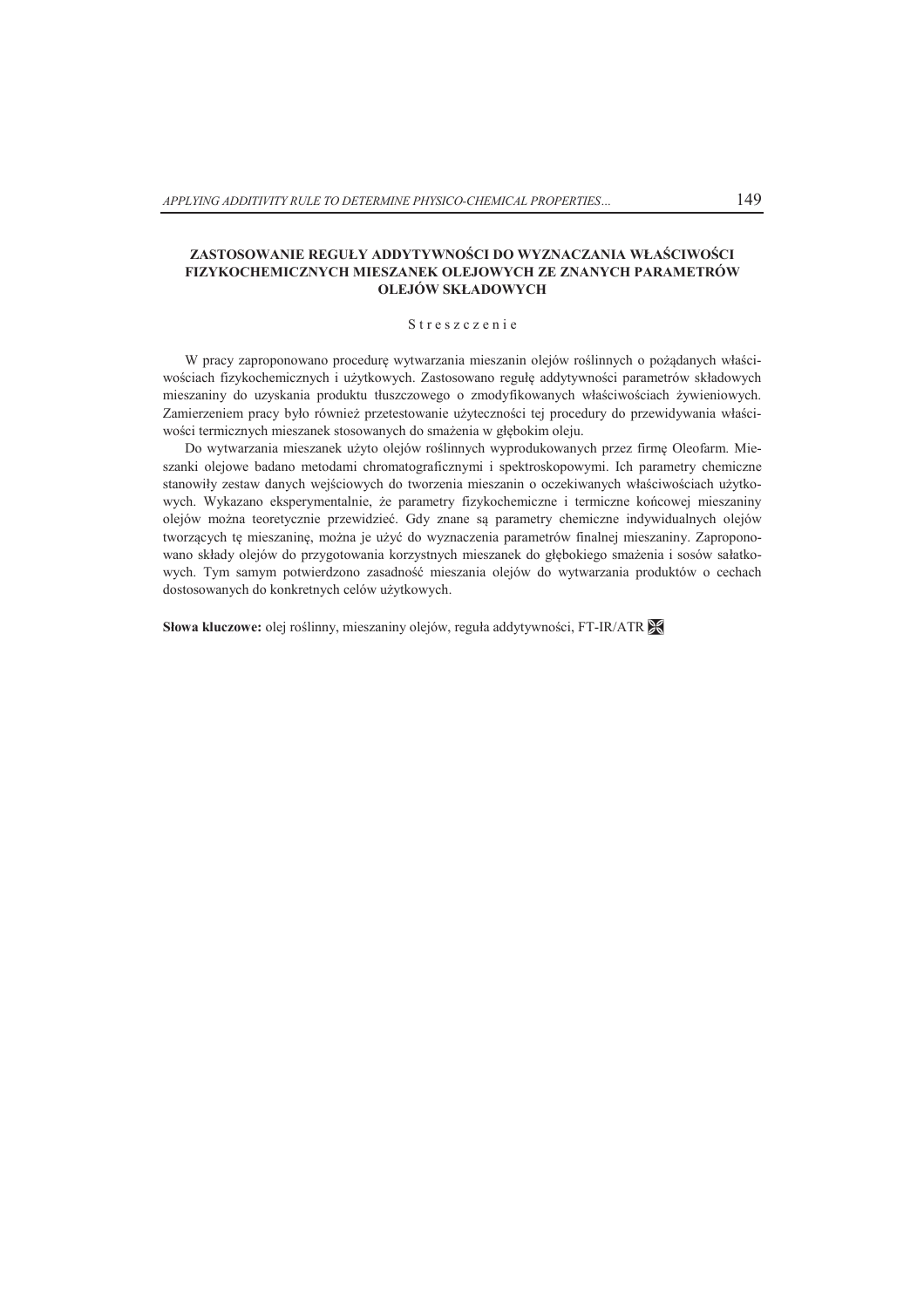## ZASTOSOWANIE REGUŁY ADDYTYWNOŚCI DO WYZNACZANIA WŁAŚCIWOŚCI FIZYKOCHEMICZNYCH MIESZANEK OLEJOWYCH ZE ZNANYCH PARAMETRÓW OLEJÓW SKŁADOWYCH

### Streszczenie

W pracy zaproponowano procedurę wytwarzania mieszanin olejów roślinnych o pożądanych właściwościach fizykochemicznych i użytkowych. Zastosowano regułę addytywności parametrów składowych mieszaniny do uzyskania produktu tłuszczowego o zmodyfikowanych właściwościach żywieniowych. Zamierzeniem pracy było również przetestowanie użyteczności tej procedury do przewidywania właściwości termicznych mieszanek stosowanych do smażenia w głębokim oleju.

Do wytwarzania mieszanek użyto olejów roślinnych wyprodukowanych przez firmę Oleofarm. Mieszanki olejowe badano metodami chromatograficznymi i spektroskopowymi. Ich parametry chemiczne stanowiły zestaw danych wejściowych do tworzenia mieszanin o oczekiwanych właściwościach użytkowych. Wykazano eksperymentalnie, że parametry fizykochemiczne i termiczne końcowej mieszaniny olejów można teoretycznie przewidzieć. Gdy znane są parametry chemiczne indywidualnych olejów tworzących tę mieszaninę, można je użyć do wyznaczenia parametrów finalnej mieszaniny. Zaproponowano składy olejów do przygotowania korzystnych mieszanek do głębokiego smażenia i sosów sałatkowych. Tym samym potwierdzono zasadność mieszania olejów do wytwarzania produktów o cechach dostosowanych do konkretnych celów użytkowych.

**Słowa kluczowe:** olej roślinny, mieszaniny olejów, reguła addytywności, FT-IR/ATR